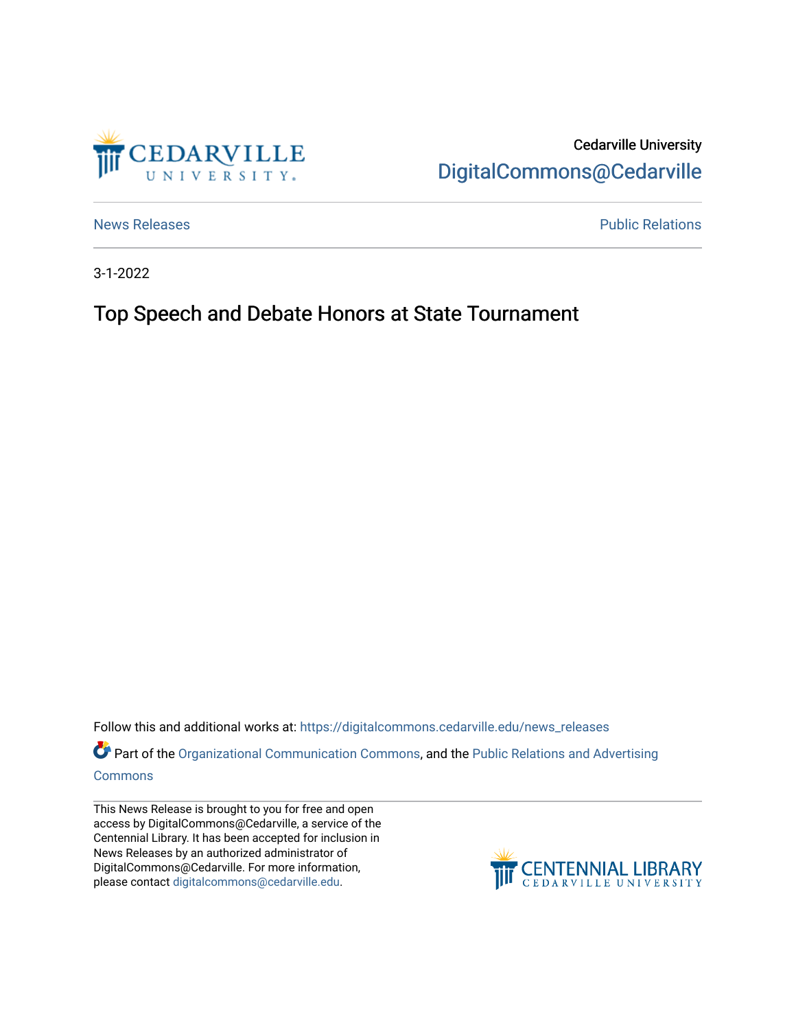Cedarville University

DigitalCommons@Cedarville

News Releases

Public Relations

3-1-2022

# Top Speech and Debate Honors at State Tournament

Follow this and additional works at: https://digitalcommons.cedarville.edu/news_releases

Part of the Organizational Communication Commons, and the Public Relations and Advertising Commons

This News Release is brought to you for free and open access by DigitalCommons@Cedarville, a service of the Centennial Library. It has been accepted for inclusion in News Releases by an authorized administrator of DigitalCommons@Cedarville. For more information, please contact digitalcommons@cedarville.edu.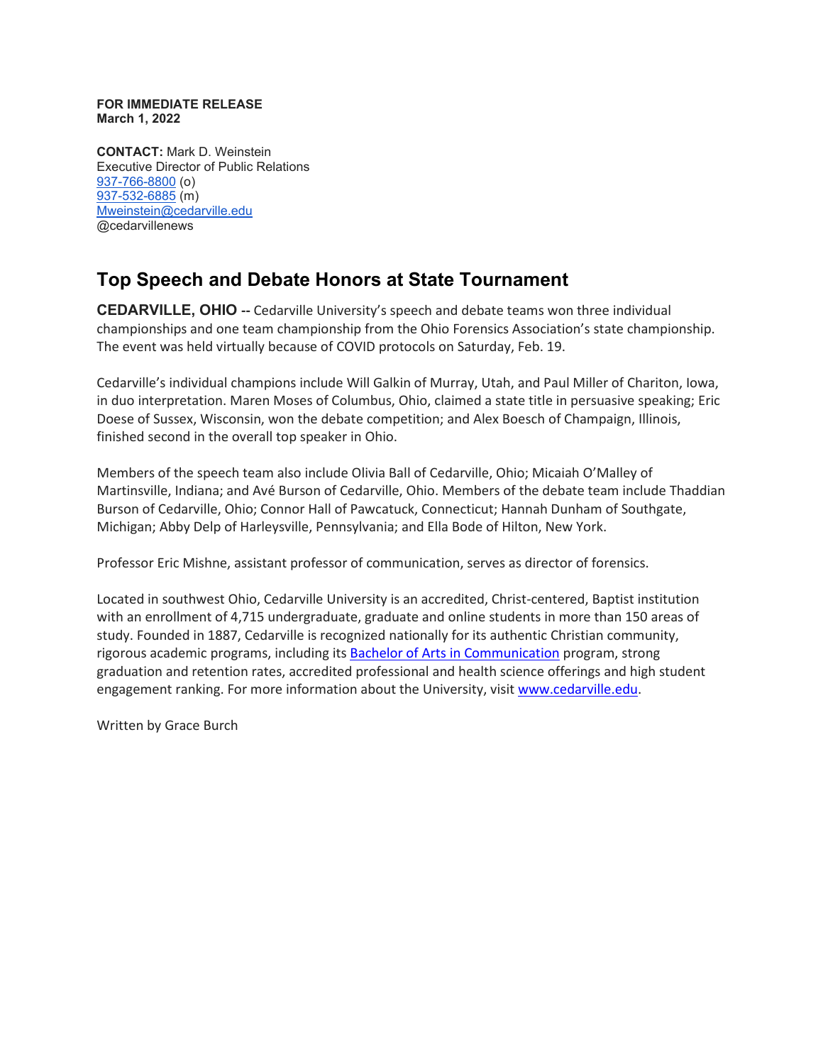**FOR IMMEDIATE RELEASE**
**March 1, 2022**

**CONTACT:** Mark D. Weinstein
Executive Director of Public Relations
937-766-8800 (o)
937-532-6885 (m)
Mweinstein@cedarville.edu
@cedarvillenews

# Top Speech and Debate Honors at State Tournament

**CEDARVILLE, OHIO --** Cedarville University's speech and debate teams won three individual championships and one team championship from the Ohio Forensics Association's state championship. The event was held virtually because of COVID protocols on Saturday, Feb. 19.

Cedarville's individual champions include Will Galkin of Murray, Utah, and Paul Miller of Chariton, Iowa, in duo interpretation. Maren Moses of Columbus, Ohio, claimed a state title in persuasive speaking; Eric Doese of Sussex, Wisconsin, won the debate competition; and Alex Boesch of Champaign, Illinois, finished second in the overall top speaker in Ohio.

Members of the speech team also include Olivia Ball of Cedarville, Ohio; Micaiah O'Malley of Martinsville, Indiana; and Avé Burson of Cedarville, Ohio. Members of the debate team include Thaddian Burson of Cedarville, Ohio; Connor Hall of Pawcatuck, Connecticut; Hannah Dunham of Southgate, Michigan; Abby Delp of Harleysville, Pennsylvania; and Ella Bode of Hilton, New York.

Professor Eric Mishne, assistant professor of communication, serves as director of forensics.

Located in southwest Ohio, Cedarville University is an accredited, Christ-centered, Baptist institution with an enrollment of 4,715 undergraduate, graduate and online students in more than 150 areas of study. Founded in 1887, Cedarville is recognized nationally for its authentic Christian community, rigorous academic programs, including its Bachelor of Arts in Communication program, strong graduation and retention rates, accredited professional and health science offerings and high student engagement ranking. For more information about the University, visit www.cedarville.edu.

Written by Grace Burch